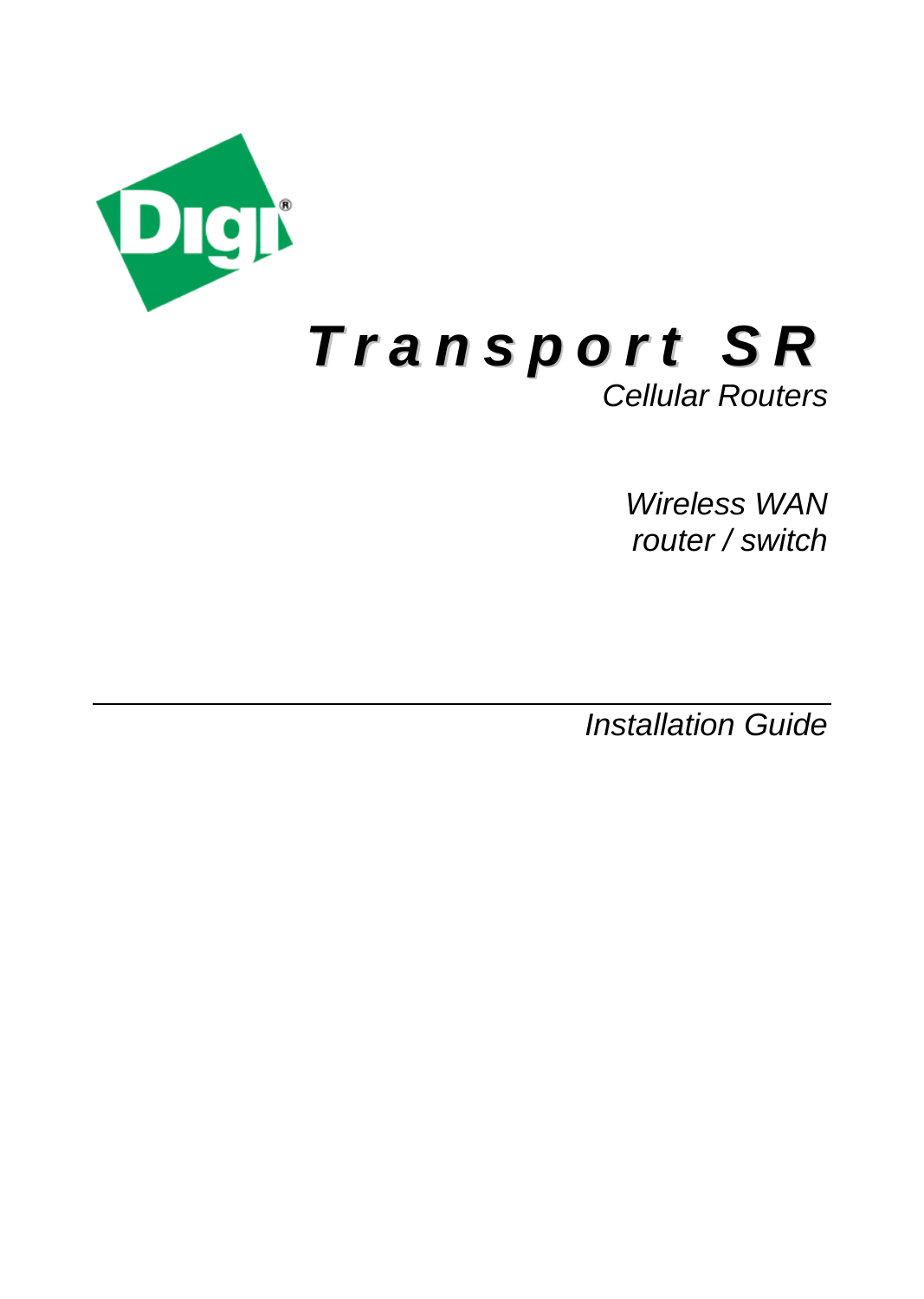Digi®

# Transport SR

*Cellular Routers*

*Wireless WAN*
*router / switch*

---

*Installation Guide*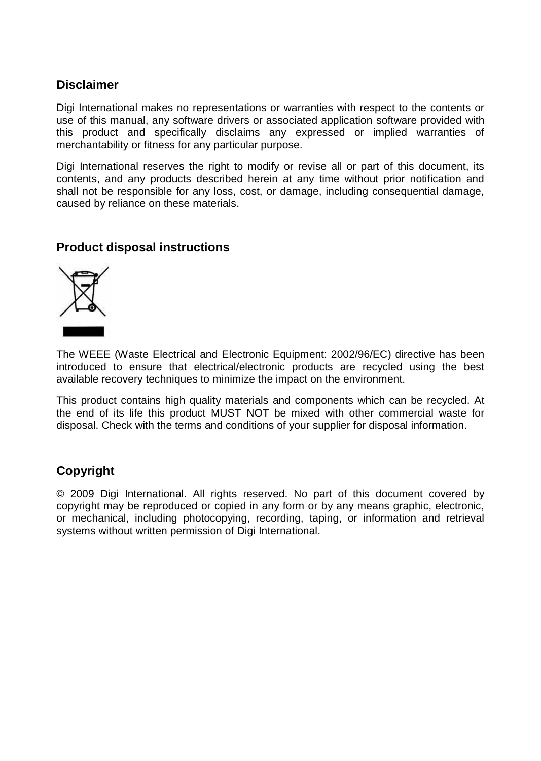## Disclaimer

Digi International makes no representations or warranties with respect to the contents or use of this manual, any software drivers or associated application software provided with this product and specifically disclaims any expressed or implied warranties of merchantability or fitness for any particular purpose.

Digi International reserves the right to modify or revise all or part of this document, its contents, and any products described herein at any time without prior notification and shall not be responsible for any loss, cost, or damage, including consequential damage, caused by reliance on these materials.

## Product disposal instructions

The WEEE (Waste Electrical and Electronic Equipment: 2002/96/EC) directive has been introduced to ensure that electrical/electronic products are recycled using the best available recovery techniques to minimize the impact on the environment.

This product contains high quality materials and components which can be recycled. At the end of its life this product MUST NOT be mixed with other commercial waste for disposal. Check with the terms and conditions of your supplier for disposal information.

## Copyright

© 2009 Digi International. All rights reserved. No part of this document covered by copyright may be reproduced or copied in any form or by any means graphic, electronic, or mechanical, including photocopying, recording, taping, or information and retrieval systems without written permission of Digi International.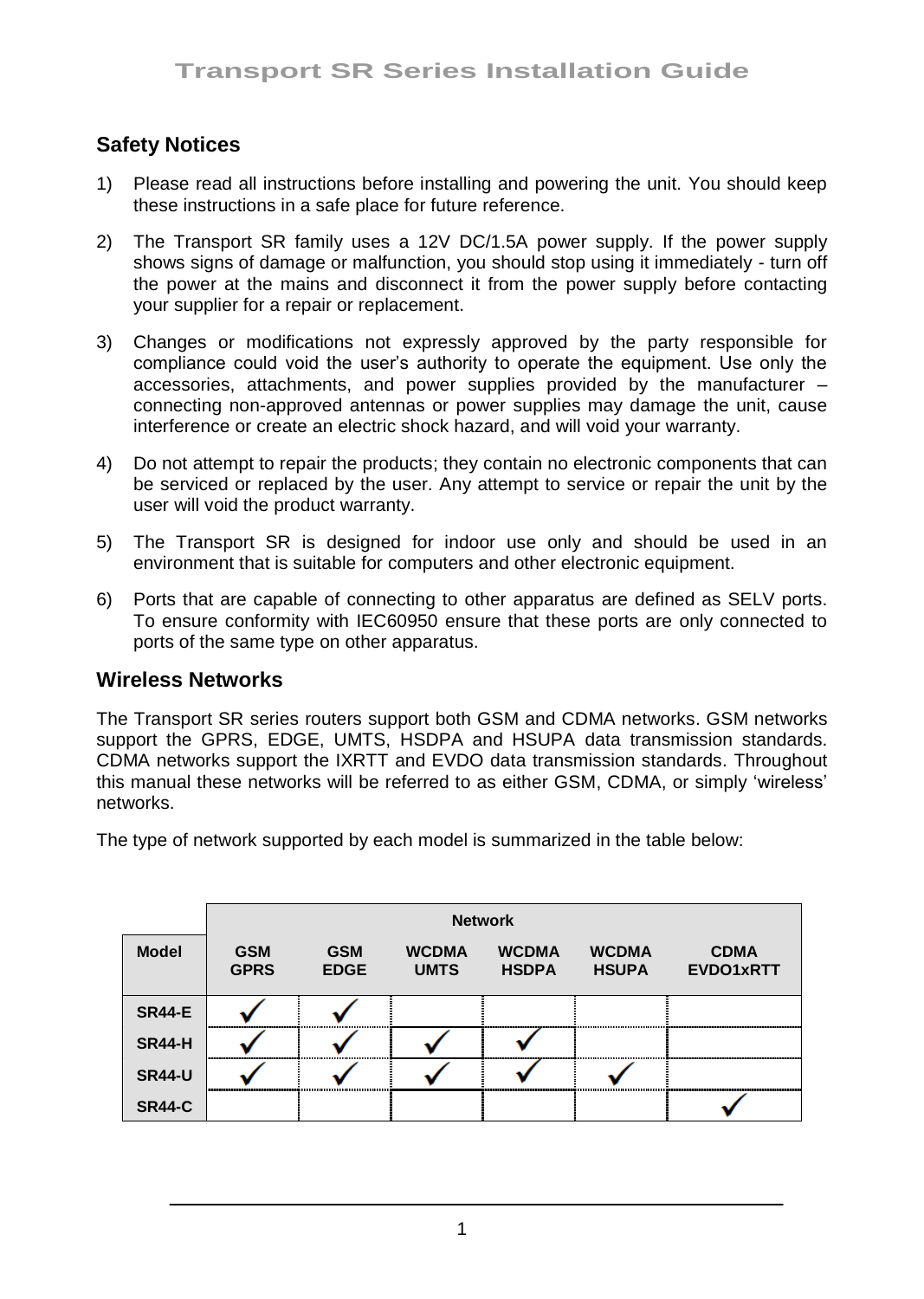## Safety Notices

1) Please read all instructions before installing and powering the unit. You should keep these instructions in a safe place for future reference.

2) The Transport SR family uses a 12V DC/1.5A power supply. If the power supply shows signs of damage or malfunction, you should stop using it immediately - turn off the power at the mains and disconnect it from the power supply before contacting your supplier for a repair or replacement.

3) Changes or modifications not expressly approved by the party responsible for compliance could void the user's authority to operate the equipment. Use only the accessories, attachments, and power supplies provided by the manufacturer – connecting non-approved antennas or power supplies may damage the unit, cause interference or create an electric shock hazard, and will void your warranty.

4) Do not attempt to repair the products; they contain no electronic components that can be serviced or replaced by the user. Any attempt to service or repair the unit by the user will void the product warranty.

5) The Transport SR is designed for indoor use only and should be used in an environment that is suitable for computers and other electronic equipment.

6) Ports that are capable of connecting to other apparatus are defined as SELV ports. To ensure conformity with IEC60950 ensure that these ports are only connected to ports of the same type on other apparatus.

## Wireless Networks

The Transport SR series routers support both GSM and CDMA networks. GSM networks support the GPRS, EDGE, UMTS, HSDPA and HSUPA data transmission standards. CDMA networks support the IXRTT and EVDO data transmission standards. Throughout this manual these networks will be referred to as either GSM, CDMA, or simply 'wireless' networks.

The type of network supported by each model is summarized in the table below:

| | Network | | | | | |
|---|---|---|---|---|---|---|
| **Model** | **GSM GPRS** | **GSM EDGE** | **WCDMA UMTS** | **WCDMA HSDPA** | **WCDMA HSUPA** | **CDMA EVDO1xRTT** |
| **SR44-E** | ✓ | ✓ | | | | |
| **SR44-H** | ✓ | ✓ | ✓ | ✓ | | |
| **SR44-U** | ✓ | ✓ | ✓ | ✓ | ✓ | |
| **SR44-C** | | | | | | ✓ |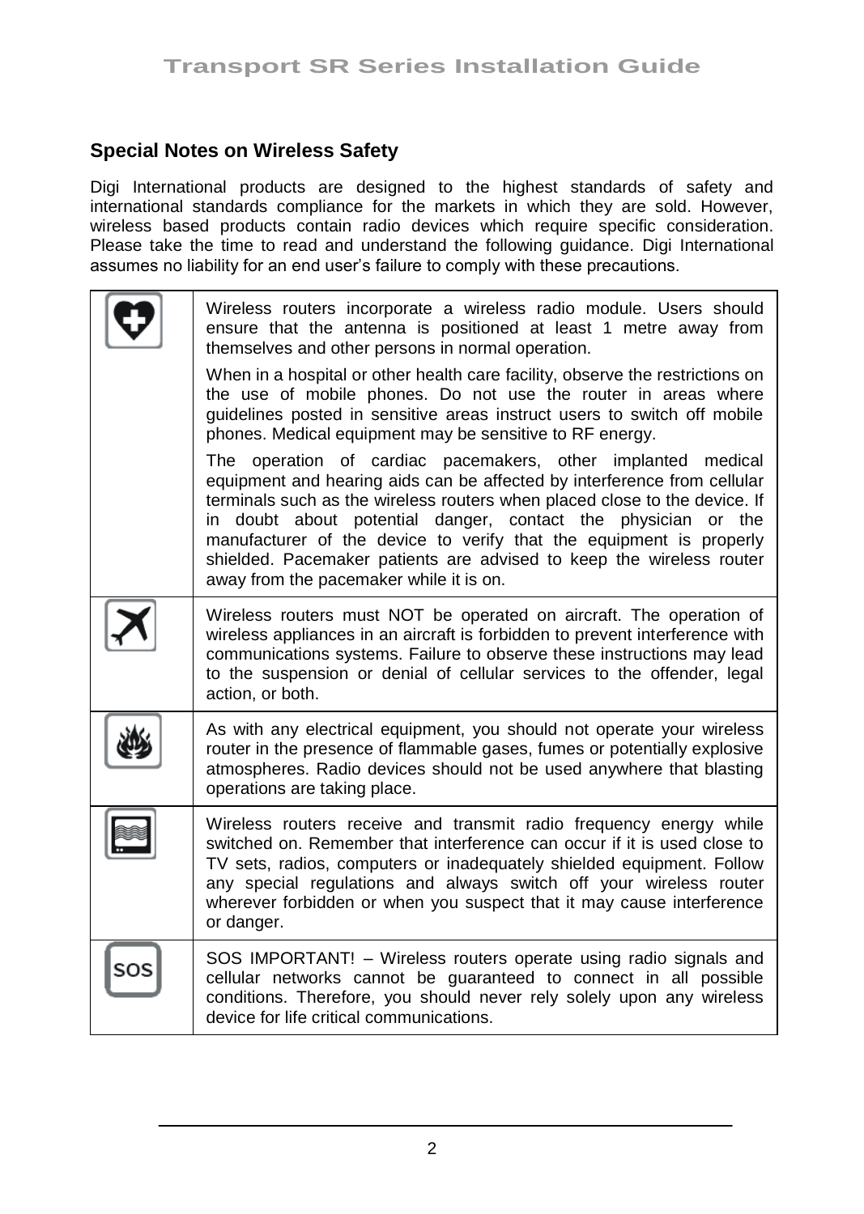## Special Notes on Wireless Safety

Digi International products are designed to the highest standards of safety and international standards compliance for the markets in which they are sold. However, wireless based products contain radio devices which require specific consideration. Please take the time to read and understand the following guidance. Digi International assumes no liability for an end user's failure to comply with these precautions.

| | |
|---|---|
| | Wireless routers incorporate a wireless radio module. Users should ensure that the antenna is positioned at least 1 metre away from themselves and other persons in normal operation.<br><br>When in a hospital or other health care facility, observe the restrictions on the use of mobile phones. Do not use the router in areas where guidelines posted in sensitive areas instruct users to switch off mobile phones. Medical equipment may be sensitive to RF energy.<br><br>The operation of cardiac pacemakers, other implanted medical equipment and hearing aids can be affected by interference from cellular terminals such as the wireless routers when placed close to the device. If in doubt about potential danger, contact the physician or the manufacturer of the device to verify that the equipment is properly shielded. Pacemaker patients are advised to keep the wireless router away from the pacemaker while it is on. |
| | Wireless routers must NOT be operated on aircraft. The operation of wireless appliances in an aircraft is forbidden to prevent interference with communications systems. Failure to observe these instructions may lead to the suspension or denial of cellular services to the offender, legal action, or both. |
| | As with any electrical equipment, you should not operate your wireless router in the presence of flammable gases, fumes or potentially explosive atmospheres. Radio devices should not be used anywhere that blasting operations are taking place. |
| | Wireless routers receive and transmit radio frequency energy while switched on. Remember that interference can occur if it is used close to TV sets, radios, computers or inadequately shielded equipment. Follow any special regulations and always switch off your wireless router wherever forbidden or when you suspect that it may cause interference or danger. |
| SOS | SOS IMPORTANT! – Wireless routers operate using radio signals and cellular networks cannot be guaranteed to connect in all possible conditions. Therefore, you should never rely solely upon any wireless device for life critical communications. |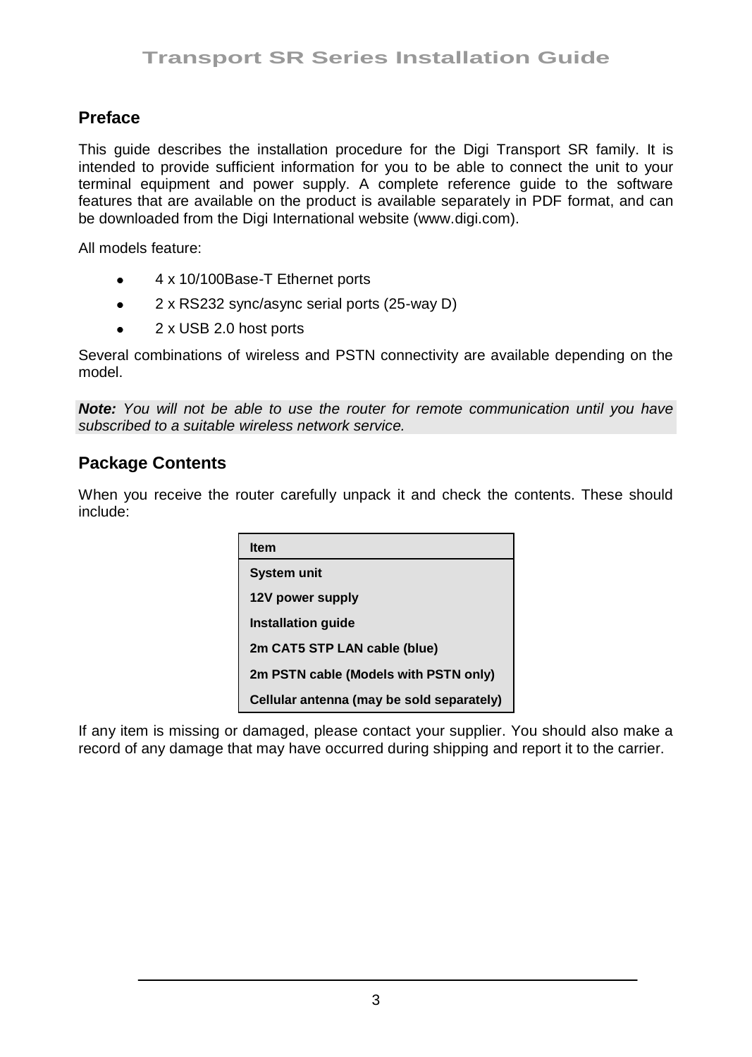## Preface

This guide describes the installation procedure for the Digi Transport SR family. It is intended to provide sufficient information for you to be able to connect the unit to your terminal equipment and power supply. A complete reference guide to the software features that are available on the product is available separately in PDF format, and can be downloaded from the Digi International website (www.digi.com).

All models feature:

- 4 x 10/100Base-T Ethernet ports
- 2 x RS232 sync/async serial ports (25-way D)
- 2 x USB 2.0 host ports

Several combinations of wireless and PSTN connectivity are available depending on the model.

***Note:*** *You will not be able to use the router for remote communication until you have subscribed to a suitable wireless network service.*

## Package Contents

When you receive the router carefully unpack it and check the contents. These should include:

| Item |
|---|
| System unit |
| 12V power supply |
| Installation guide |
| 2m CAT5 STP LAN cable (blue) |
| 2m PSTN cable (Models with PSTN only) |
| Cellular antenna (may be sold separately) |

If any item is missing or damaged, please contact your supplier. You should also make a record of any damage that may have occurred during shipping and report it to the carrier.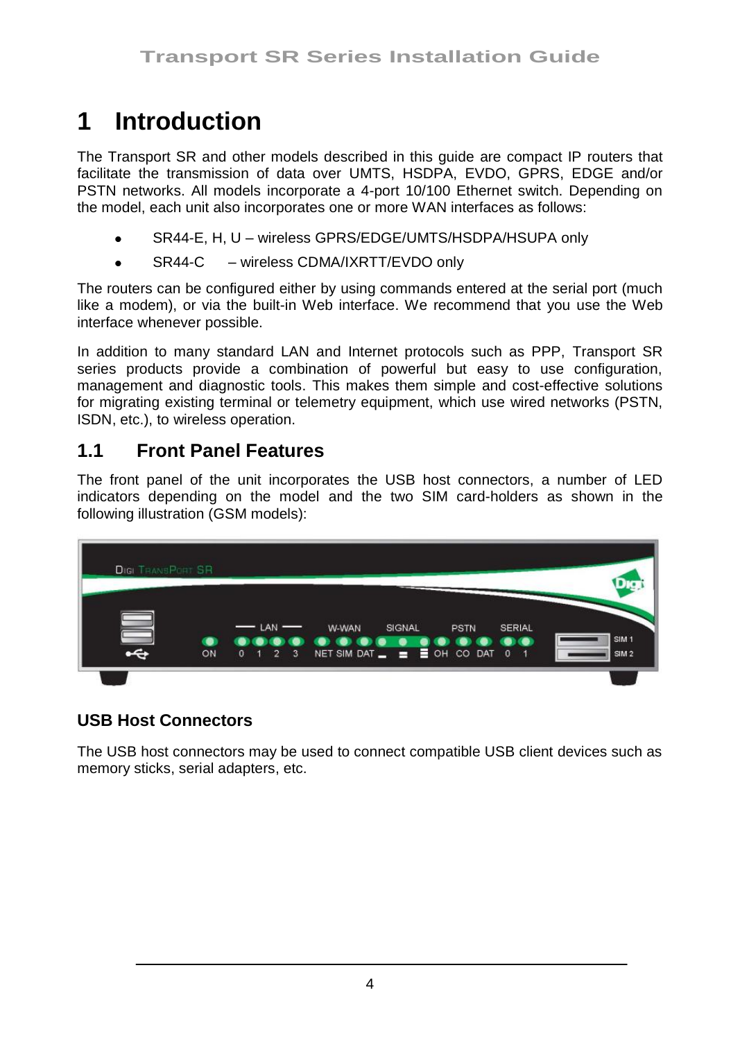# 1 Introduction

The Transport SR and other models described in this guide are compact IP routers that facilitate the transmission of data over UMTS, HSDPA, EVDO, GPRS, EDGE and/or PSTN networks. All models incorporate a 4-port 10/100 Ethernet switch. Depending on the model, each unit also incorporates one or more WAN interfaces as follows:

- SR44-E, H, U – wireless GPRS/EDGE/UMTS/HSDPA/HSUPA only
- SR44-C – wireless CDMA/IXRTT/EVDO only

The routers can be configured either by using commands entered at the serial port (much like a modem), or via the built-in Web interface. We recommend that you use the Web interface whenever possible.

In addition to many standard LAN and Internet protocols such as PPP, Transport SR series products provide a combination of powerful but easy to use configuration, management and diagnostic tools. This makes them simple and cost-effective solutions for migrating existing terminal or telemetry equipment, which use wired networks (PSTN, ISDN, etc.), to wireless operation.

## 1.1 Front Panel Features

The front panel of the unit incorporates the USB host connectors, a number of LED indicators depending on the model and the two SIM card-holders as shown in the following illustration (GSM models):

### USB Host Connectors

The USB host connectors may be used to connect compatible USB client devices such as memory sticks, serial adapters, etc.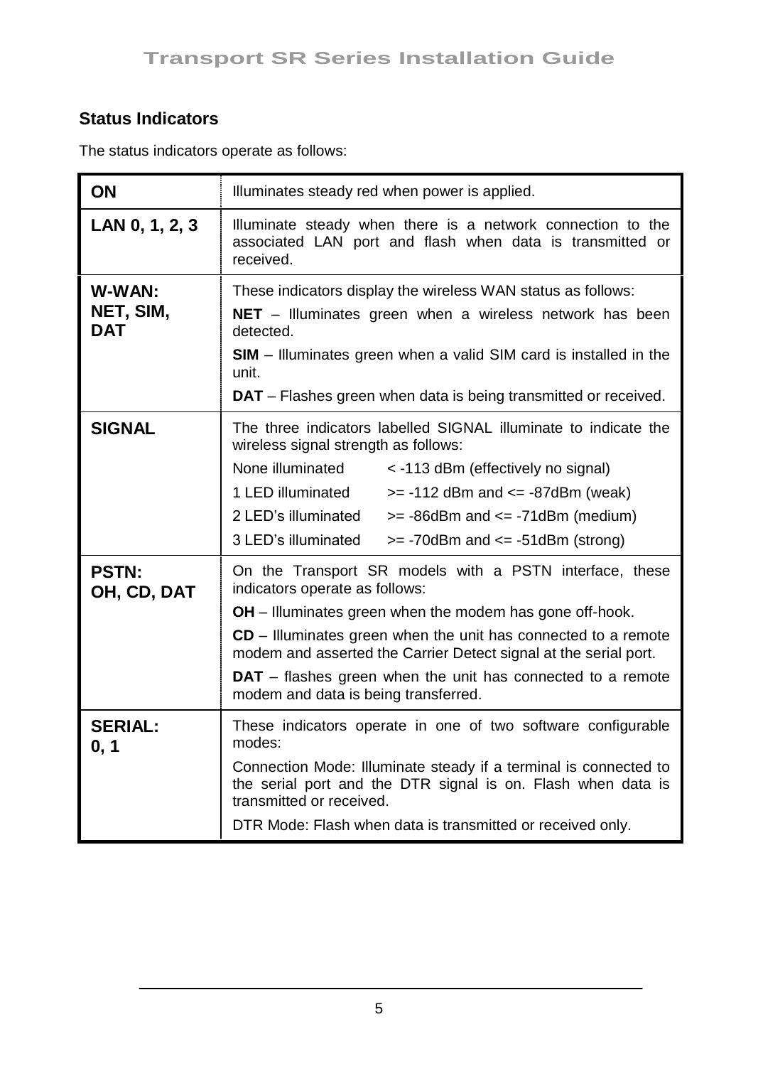## Status Indicators

The status indicators operate as follows:

| | |
|---|---|
| **ON** | Illuminates steady red when power is applied. |
| **LAN 0, 1, 2, 3** | Illuminate steady when there is a network connection to the associated LAN port and flash when data is transmitted or received. |
| **W-WAN: NET, SIM, DAT** | These indicators display the wireless WAN status as follows:<br>**NET** – Illuminates green when a wireless network has been detected.<br>**SIM** – Illuminates green when a valid SIM card is installed in the unit.<br>**DAT** – Flashes green when data is being transmitted or received. |
| **SIGNAL** | The three indicators labelled SIGNAL illuminate to indicate the wireless signal strength as follows:<br>None illuminated    < -113 dBm (effectively no signal)<br>1 LED illuminated    >= -112 dBm and <= -87dBm (weak)<br>2 LED's illuminated    >= -86dBm and <= -71dBm (medium)<br>3 LED's illuminated    >= -70dBm and <= -51dBm (strong) |
| **PSTN: OH, CD, DAT** | On the Transport SR models with a PSTN interface, these indicators operate as follows:<br>**OH** – Illuminates green when the modem has gone off-hook.<br>**CD** – Illuminates green when the unit has connected to a remote modem and asserted the Carrier Detect signal at the serial port.<br>**DAT** – flashes green when the unit has connected to a remote modem and data is being transferred. |
| **SERIAL: 0, 1** | These indicators operate in one of two software configurable modes:<br>Connection Mode: Illuminate steady if a terminal is connected to the serial port and the DTR signal is on. Flash when data is transmitted or received.<br>DTR Mode: Flash when data is transmitted or received only. |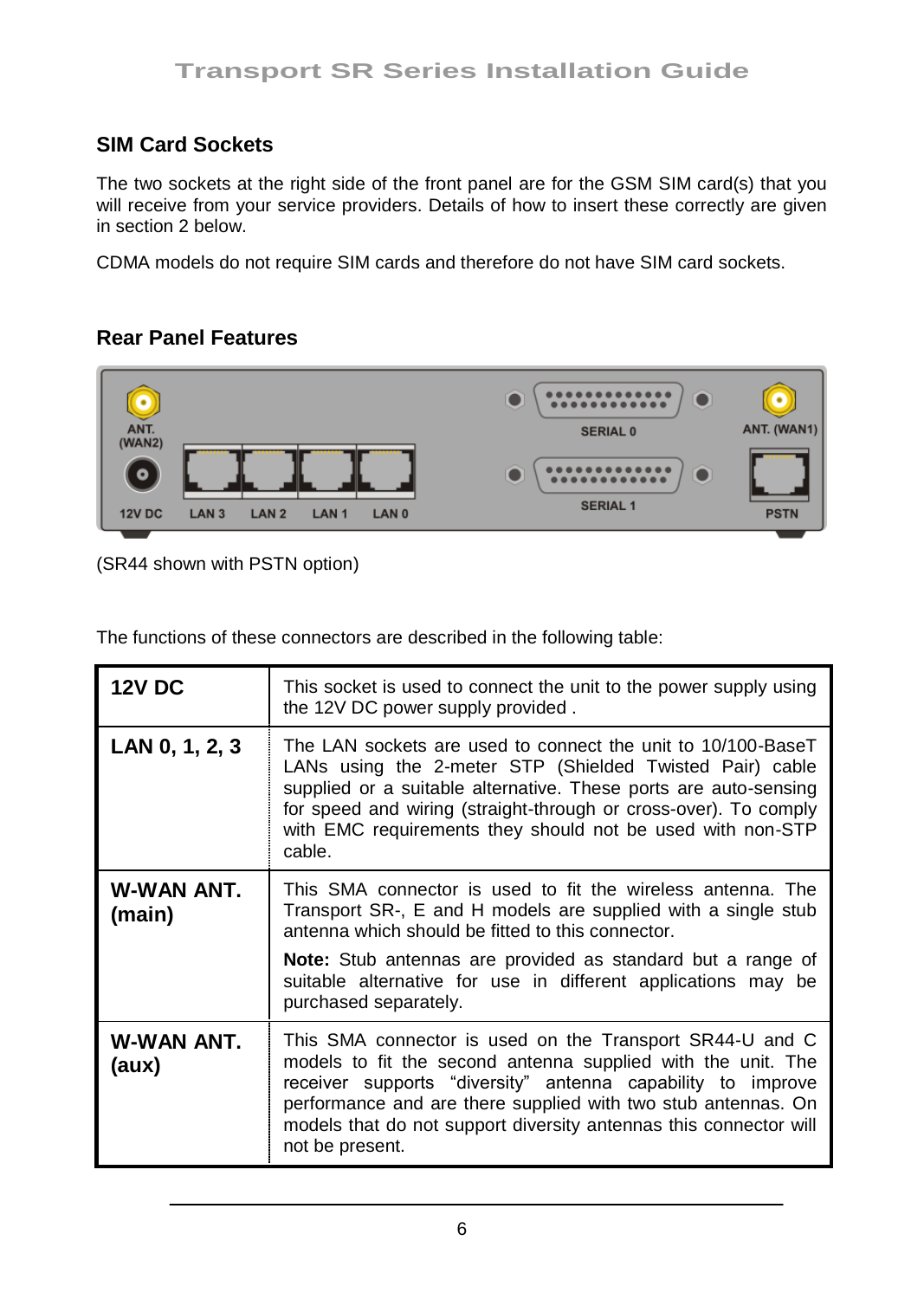## SIM Card Sockets

The two sockets at the right side of the front panel are for the GSM SIM card(s) that you will receive from your service providers. Details of how to insert these correctly are given in section 2 below.

CDMA models do not require SIM cards and therefore do not have SIM card sockets.

## Rear Panel Features

(SR44 shown with PSTN option)

The functions of these connectors are described in the following table:

| | |
|---|---|
| **12V DC** | This socket is used to connect the unit to the power supply using the 12V DC power supply provided . |
| **LAN 0, 1, 2, 3** | The LAN sockets are used to connect the unit to 10/100-BaseT LANs using the 2-meter STP (Shielded Twisted Pair) cable supplied or a suitable alternative. These ports are auto-sensing for speed and wiring (straight-through or cross-over). To comply with EMC requirements they should not be used with non-STP cable. |
| **W-WAN ANT. (main)** | This SMA connector is used to fit the wireless antenna. The Transport SR-, E and H models are supplied with a single stub antenna which should be fitted to this connector. **Note:** Stub antennas are provided as standard but a range of suitable alternative for use in different applications may be purchased separately. |
| **W-WAN ANT. (aux)** | This SMA connector is used on the Transport SR44-U and C models to fit the second antenna supplied with the unit. The receiver supports "diversity" antenna capability to improve performance and are there supplied with two stub antennas. On models that do not support diversity antennas this connector will not be present. |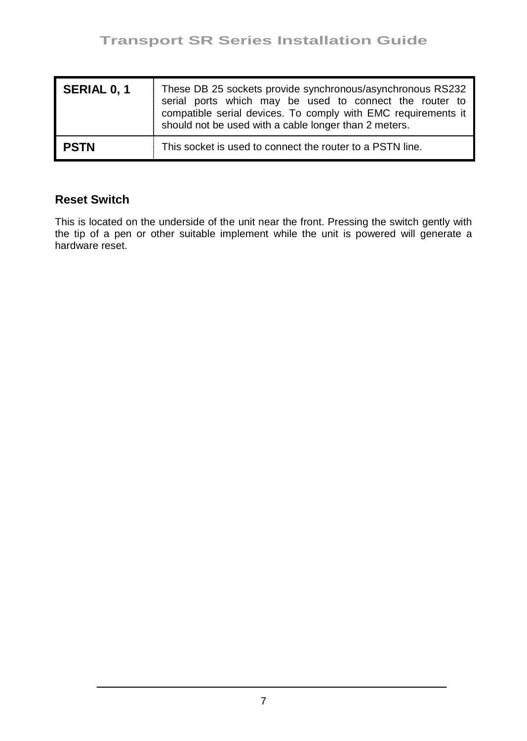| | |
|---|---|
| **SERIAL 0, 1** | These DB 25 sockets provide synchronous/asynchronous RS232 serial ports which may be used to connect the router to compatible serial devices. To comply with EMC requirements it should not be used with a cable longer than 2 meters. |
| **PSTN** | This socket is used to connect the router to a PSTN line. |

### Reset Switch

This is located on the underside of the unit near the front. Pressing the switch gently with the tip of a pen or other suitable implement while the unit is powered will generate a hardware reset.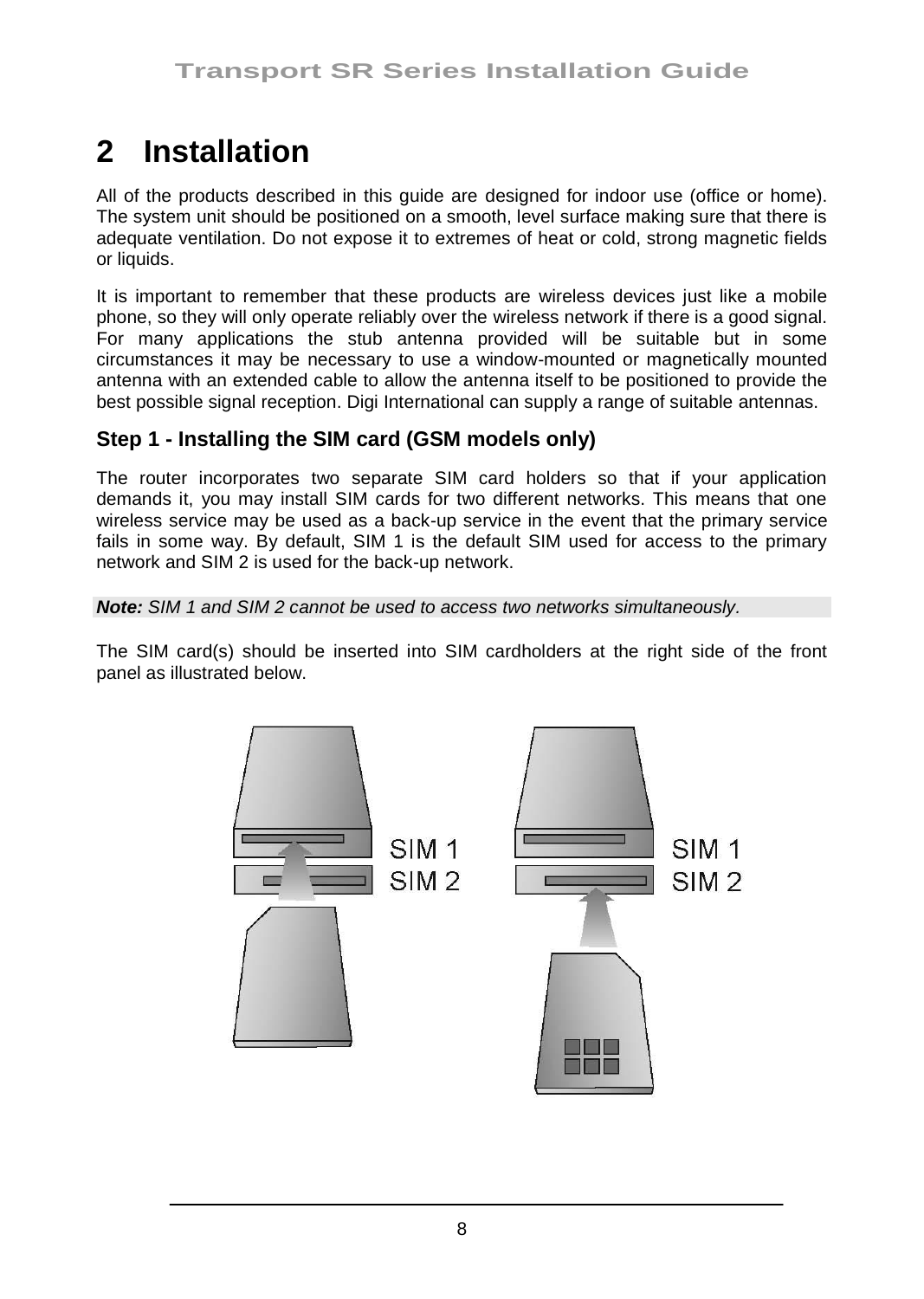# 2 Installation

All of the products described in this guide are designed for indoor use (office or home). The system unit should be positioned on a smooth, level surface making sure that there is adequate ventilation. Do not expose it to extremes of heat or cold, strong magnetic fields or liquids.

It is important to remember that these products are wireless devices just like a mobile phone, so they will only operate reliably over the wireless network if there is a good signal. For many applications the stub antenna provided will be suitable but in some circumstances it may be necessary to use a window-mounted or magnetically mounted antenna with an extended cable to allow the antenna itself to be positioned to provide the best possible signal reception. Digi International can supply a range of suitable antennas.

## Step 1 - Installing the SIM card (GSM models only)

The router incorporates two separate SIM card holders so that if your application demands it, you may install SIM cards for two different networks. This means that one wireless service may be used as a back-up service in the event that the primary service fails in some way. By default, SIM 1 is the default SIM used for access to the primary network and SIM 2 is used for the back-up network.

***Note:*** *SIM 1 and SIM 2 cannot be used to access two networks simultaneously.*

The SIM card(s) should be inserted into SIM cardholders at the right side of the front panel as illustrated below.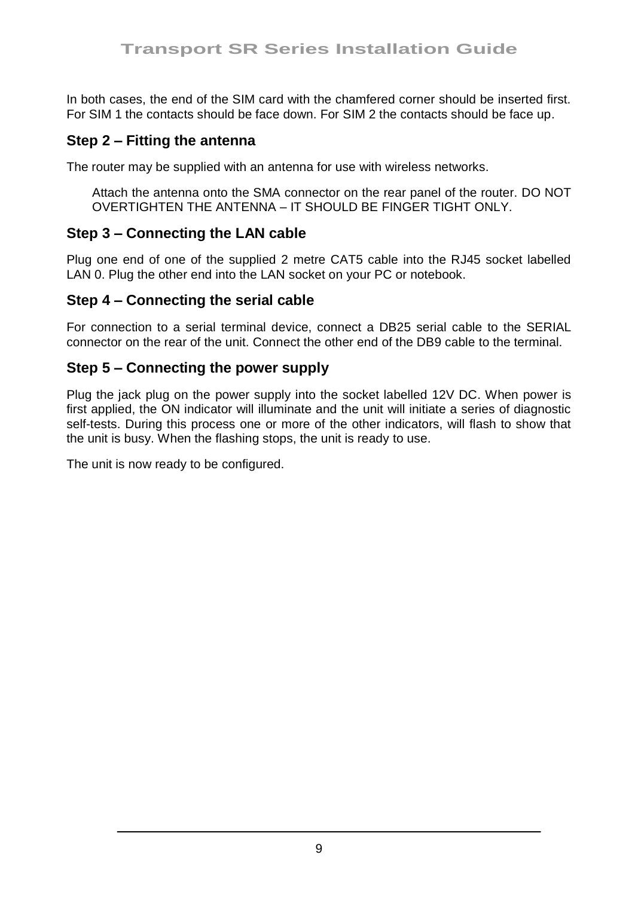In both cases, the end of the SIM card with the chamfered corner should be inserted first. For SIM 1 the contacts should be face down. For SIM 2 the contacts should be face up.

## Step 2 – Fitting the antenna

The router may be supplied with an antenna for use with wireless networks.

Attach the antenna onto the SMA connector on the rear panel of the router. DO NOT OVERTIGHTEN THE ANTENNA – IT SHOULD BE FINGER TIGHT ONLY.

## Step 3 – Connecting the LAN cable

Plug one end of one of the supplied 2 metre CAT5 cable into the RJ45 socket labelled LAN 0. Plug the other end into the LAN socket on your PC or notebook.

## Step 4 – Connecting the serial cable

For connection to a serial terminal device, connect a DB25 serial cable to the SERIAL connector on the rear of the unit. Connect the other end of the DB9 cable to the terminal.

## Step 5 – Connecting the power supply

Plug the jack plug on the power supply into the socket labelled 12V DC. When power is first applied, the ON indicator will illuminate and the unit will initiate a series of diagnostic self-tests. During this process one or more of the other indicators, will flash to show that the unit is busy. When the flashing stops, the unit is ready to use.

The unit is now ready to be configured.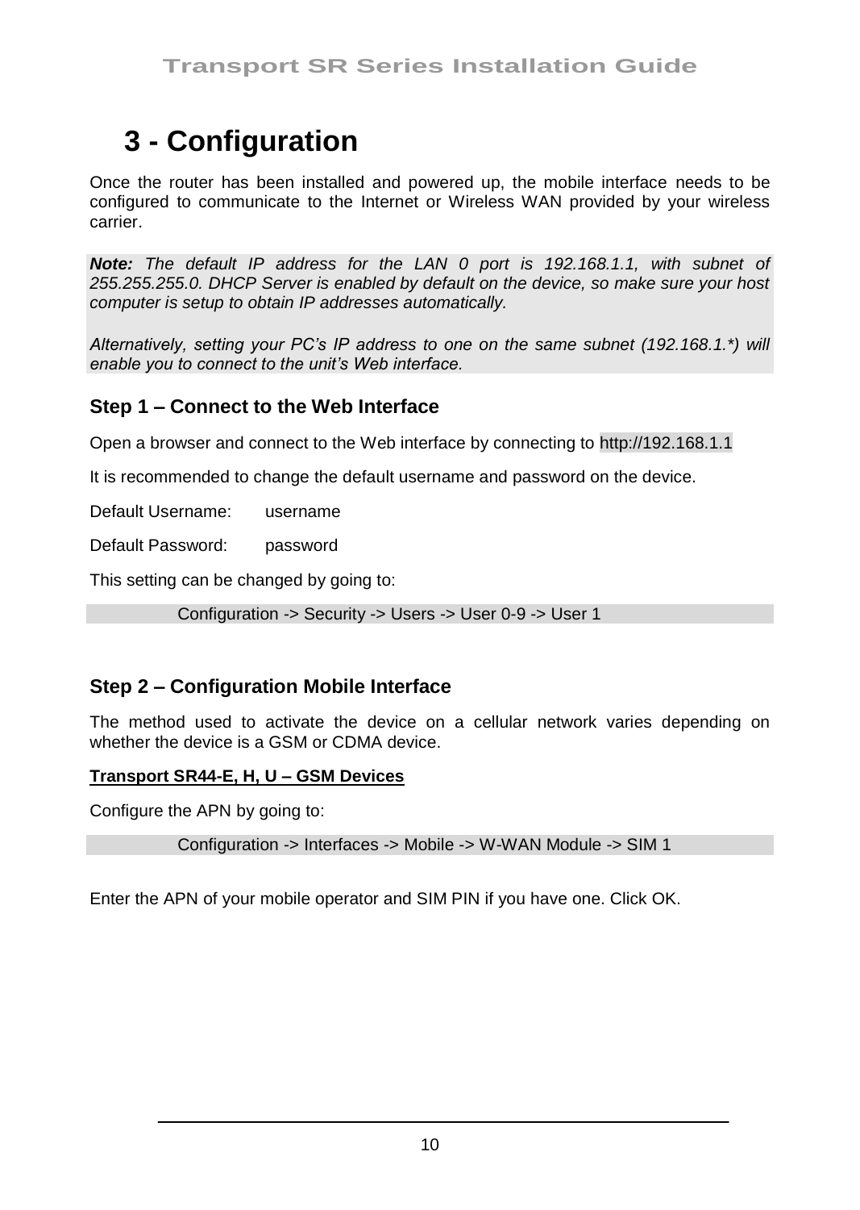# 3 - Configuration

Once the router has been installed and powered up, the mobile interface needs to be configured to communicate to the Internet or Wireless WAN provided by your wireless carrier.

***Note:*** *The default IP address for the LAN 0 port is 192.168.1.1, with subnet of 255.255.255.0. DHCP Server is enabled by default on the device, so make sure your host computer is setup to obtain IP addresses automatically.*

*Alternatively, setting your PC's IP address to one on the same subnet (192.168.1.*) will enable you to connect to the unit's Web interface.*

## Step 1 – Connect to the Web Interface

Open a browser and connect to the Web interface by connecting to http://192.168.1.1

It is recommended to change the default username and password on the device.

Default Username: username

Default Password: password

This setting can be changed by going to:

Configuration -> Security -> Users -> User 0-9 -> User 1

## Step 2 – Configuration Mobile Interface

The method used to activate the device on a cellular network varies depending on whether the device is a GSM or CDMA device.

**Transport SR44-E, H, U – GSM Devices**

Configure the APN by going to:

Configuration -> Interfaces -> Mobile -> W-WAN Module -> SIM 1

Enter the APN of your mobile operator and SIM PIN if you have one. Click OK.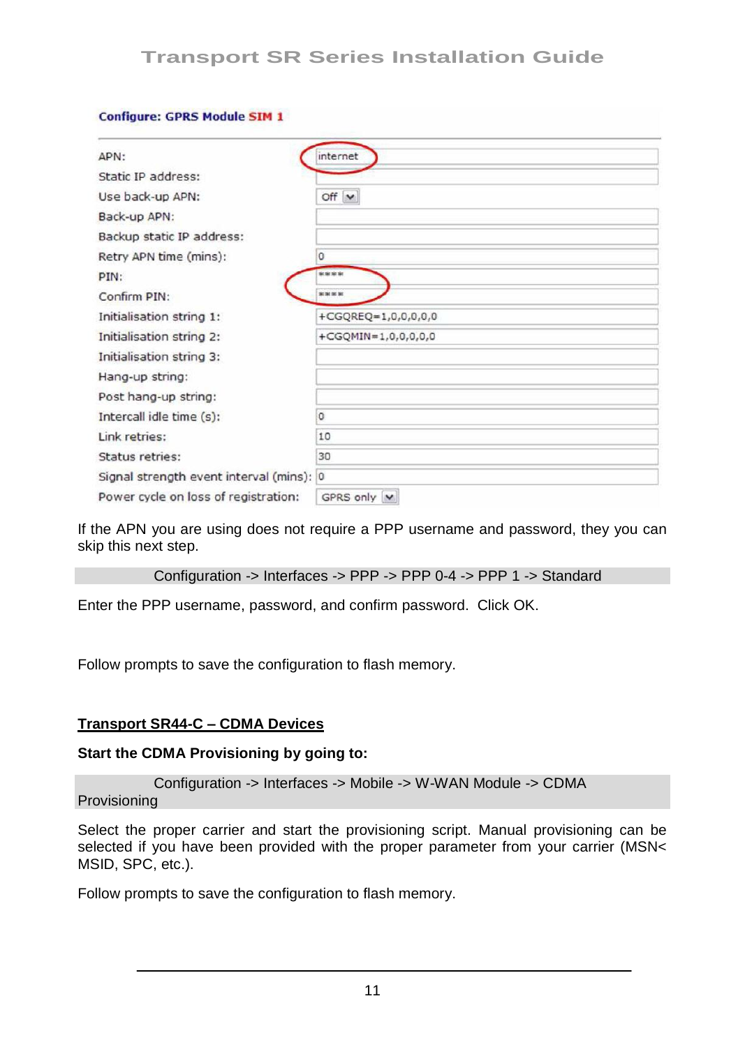**Configure: GPRS Module SIM 1**

| | |
|---|---|
| APN: | internet |
| Static IP address: | |
| Use back-up APN: | Off |
| Back-up APN: | |
| Backup static IP address: | |
| Retry APN time (mins): | 0 |
| PIN: | **** |
| Confirm PIN: | **** |
| Initialisation string 1: | +CGQREQ=1,0,0,0,0,0 |
| Initialisation string 2: | +CGQMIN=1,0,0,0,0,0 |
| Initialisation string 3: | |
| Hang-up string: | |
| Post hang-up string: | |
| Intercall idle time (s): | 0 |
| Link retries: | 10 |
| Status retries: | 30 |
| Signal strength event interval (mins): | 0 |
| Power cycle on loss of registration: | GPRS only |

If the APN you are using does not require a PPP username and password, they you can skip this next step.

Configuration -> Interfaces -> PPP -> PPP 0-4 -> PPP 1 -> Standard

Enter the PPP username, password, and confirm password. Click OK.

Follow prompts to save the configuration to flash memory.

## Transport SR44-C – CDMA Devices

**Start the CDMA Provisioning by going to:**

Configuration -> Interfaces -> Mobile -> W-WAN Module -> CDMA Provisioning

Select the proper carrier and start the provisioning script. Manual provisioning can be selected if you have been provided with the proper parameter from your carrier (MSN< MSID, SPC, etc.).

Follow prompts to save the configuration to flash memory.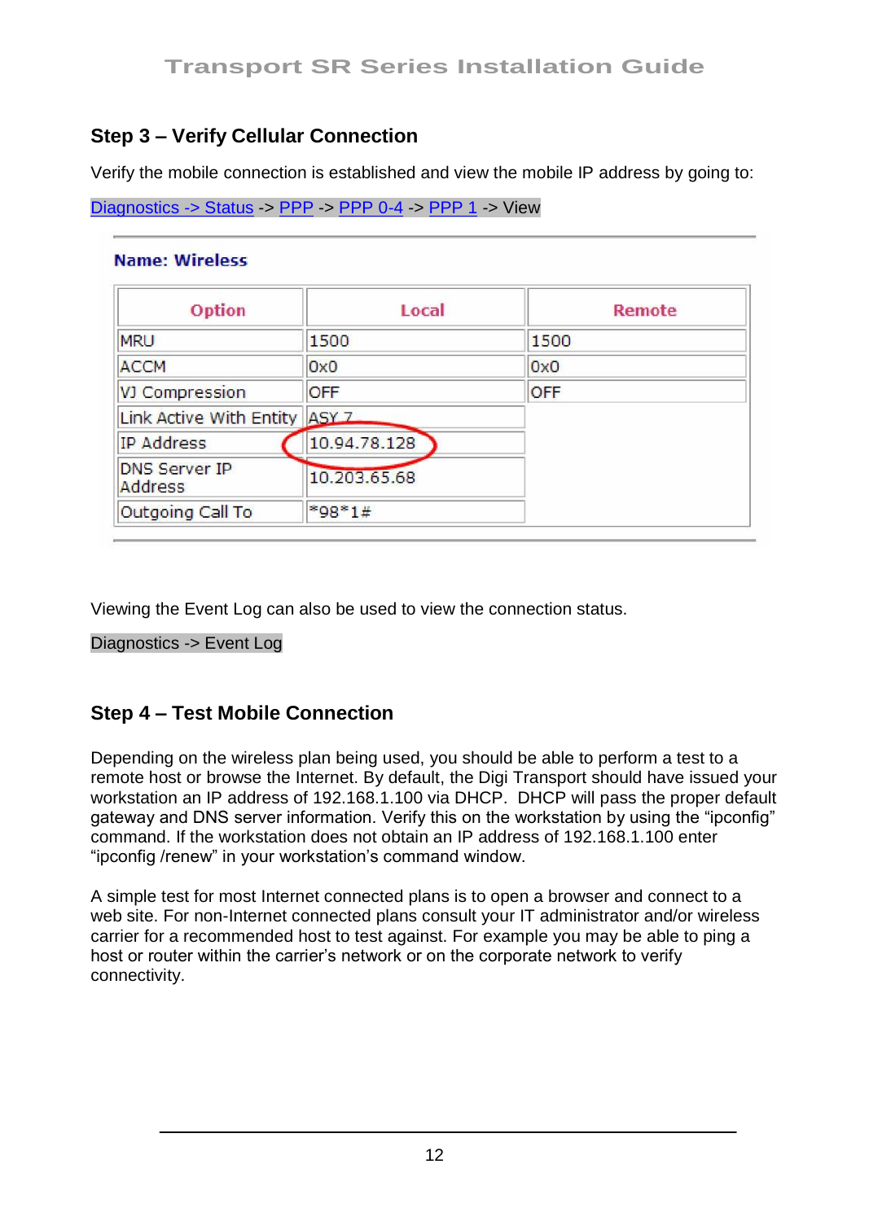## Step 3 – Verify Cellular Connection

Verify the mobile connection is established and view the mobile IP address by going to:

Diagnostics -> Status -> PPP -> PPP 0-4 -> PPP 1 -> View

**Name: Wireless**

| Option | Local | Remote |
|---|---|---|
| MRU | 1500 | 1500 |
| ACCM | 0x0 | 0x0 |
| VJ Compression | OFF | OFF |
| Link Active With Entity | ASY 7 | |
| IP Address | 10.94.78.128 | |
| DNS Server IP Address | 10.203.65.68 | |
| Outgoing Call To | *98*1# | |

Viewing the Event Log can also be used to view the connection status.

Diagnostics -> Event Log

## Step 4 – Test Mobile Connection

Depending on the wireless plan being used, you should be able to perform a test to a remote host or browse the Internet. By default, the Digi Transport should have issued your workstation an IP address of 192.168.1.100 via DHCP. DHCP will pass the proper default gateway and DNS server information. Verify this on the workstation by using the "ipconfig" command. If the workstation does not obtain an IP address of 192.168.1.100 enter "ipconfig /renew" in your workstation's command window.

A simple test for most Internet connected plans is to open a browser and connect to a web site. For non-Internet connected plans consult your IT administrator and/or wireless carrier for a recommended host to test against. For example you may be able to ping a host or router within the carrier's network or on the corporate network to verify connectivity.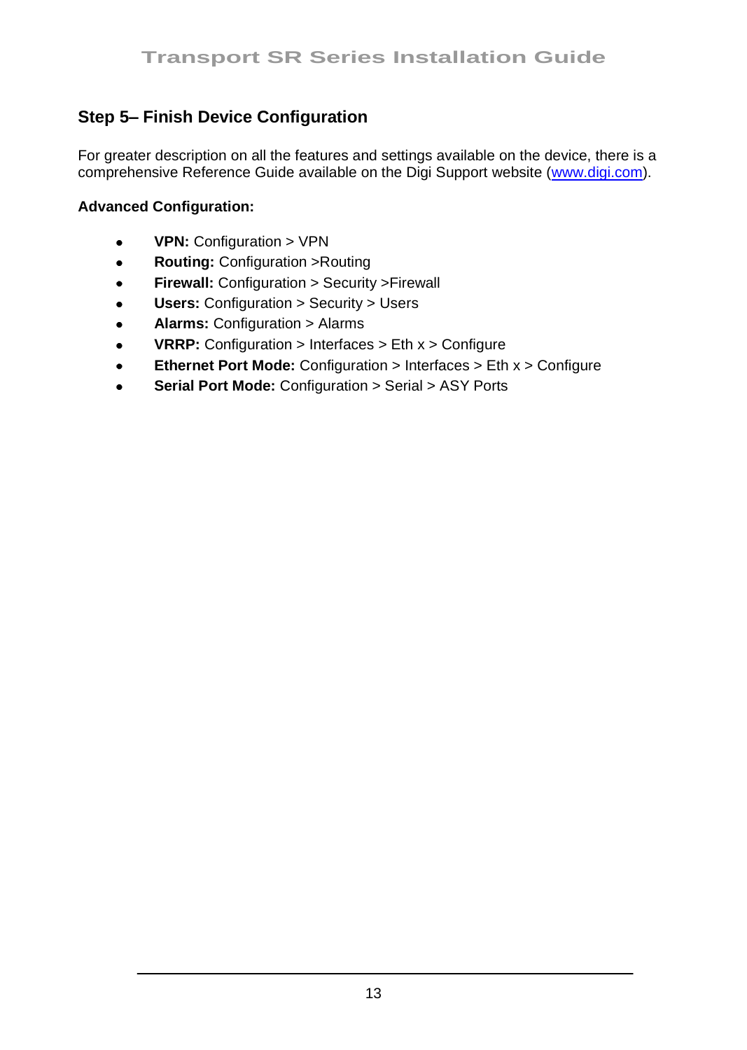## Step 5– Finish Device Configuration

For greater description on all the features and settings available on the device, there is a comprehensive Reference Guide available on the Digi Support website (www.digi.com).

**Advanced Configuration:**

- **VPN:** Configuration > VPN
- **Routing:** Configuration >Routing
- **Firewall:** Configuration > Security >Firewall
- **Users:** Configuration > Security > Users
- **Alarms:** Configuration > Alarms
- **VRRP:** Configuration > Interfaces > Eth x > Configure
- **Ethernet Port Mode:** Configuration > Interfaces > Eth x > Configure
- **Serial Port Mode:** Configuration > Serial > ASY Ports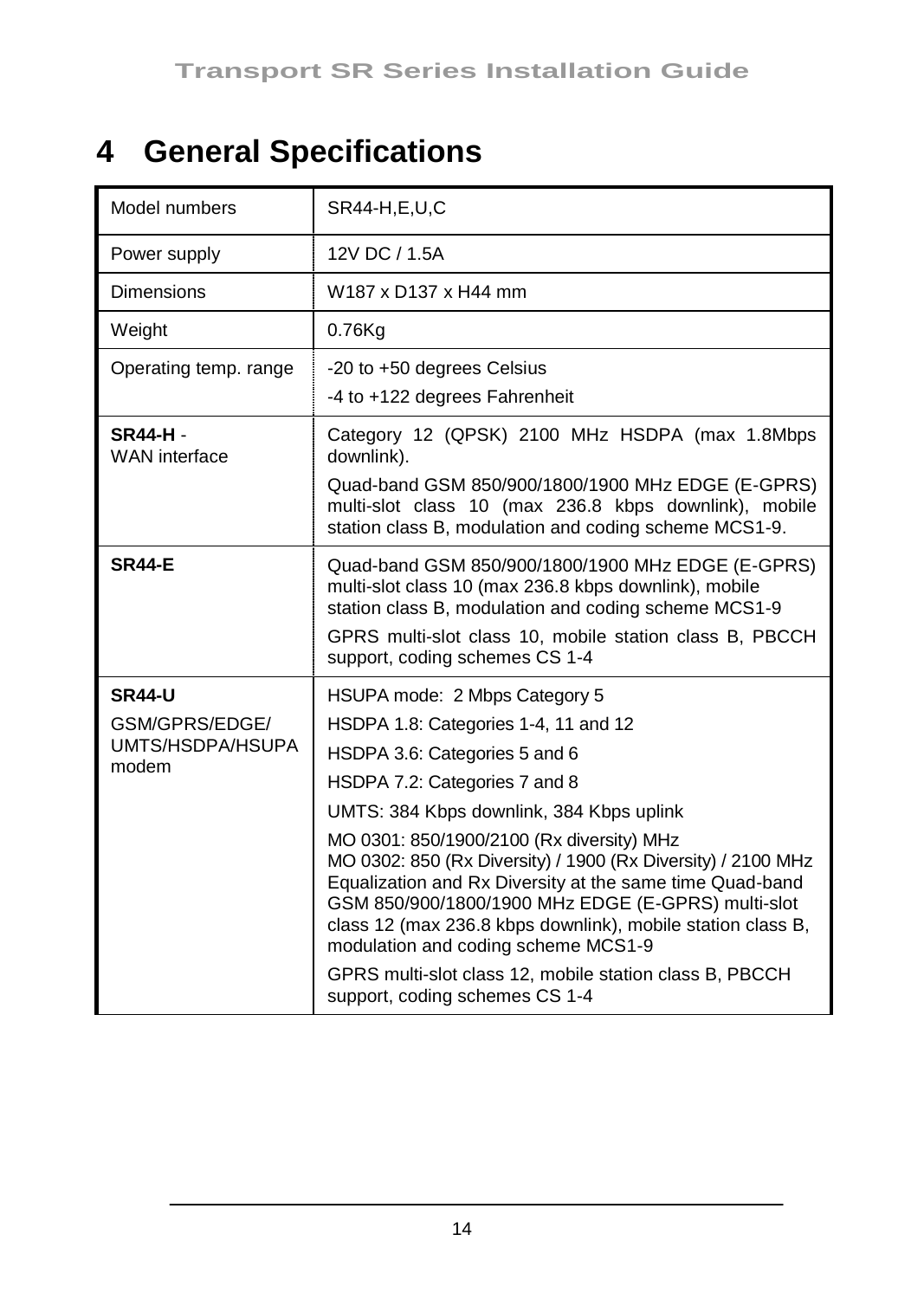# 4 General Specifications

| Model numbers | SR44-H,E,U,C |
|---|---|
| Power supply | 12V DC / 1.5A |
| Dimensions | W187 x D137 x H44 mm |
| Weight | 0.76Kg |
| Operating temp. range | -20 to +50 degrees Celsius<br>-4 to +122 degrees Fahrenheit |
| **SR44-H** -<br>WAN interface | Category 12 (QPSK) 2100 MHz HSDPA (max 1.8Mbps downlink).<br>Quad-band GSM 850/900/1800/1900 MHz EDGE (E-GPRS) multi-slot class 10 (max 236.8 kbps downlink), mobile station class B, modulation and coding scheme MCS1-9. |
| **SR44-E** | Quad-band GSM 850/900/1800/1900 MHz EDGE (E-GPRS) multi-slot class 10 (max 236.8 kbps downlink), mobile station class B, modulation and coding scheme MCS1-9<br>GPRS multi-slot class 10, mobile station class B, PBCCH support, coding schemes CS 1-4 |
| **SR44-U**<br>GSM/GPRS/EDGE/ UMTS/HSDPA/HSUPA modem | HSUPA mode: 2 Mbps Category 5<br>HSDPA 1.8: Categories 1-4, 11 and 12<br>HSDPA 3.6: Categories 5 and 6<br>HSDPA 7.2: Categories 7 and 8<br>UMTS: 384 Kbps downlink, 384 Kbps uplink<br>MO 0301: 850/1900/2100 (Rx diversity) MHz<br>MO 0302: 850 (Rx Diversity) / 1900 (Rx Diversity) / 2100 MHz Equalization and Rx Diversity at the same time Quad-band GSM 850/900/1800/1900 MHz EDGE (E-GPRS) multi-slot class 12 (max 236.8 kbps downlink), mobile station class B, modulation and coding scheme MCS1-9<br>GPRS multi-slot class 12, mobile station class B, PBCCH support, coding schemes CS 1-4 |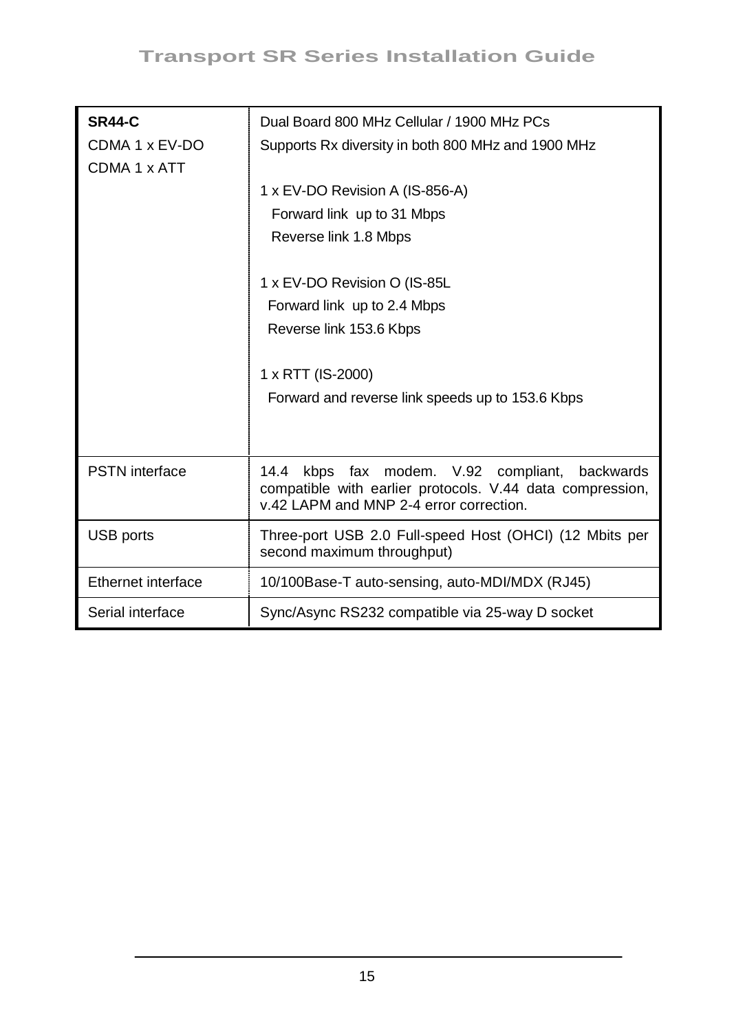| | |
|---|---|
| **SR44-C**<br>CDMA 1 x EV-DO<br>CDMA 1 x ATT | Dual Board 800 MHz Cellular / 1900 MHz PCs<br>Supports Rx diversity in both 800 MHz and 1900 MHz<br><br>1 x EV-DO Revision A (IS-856-A)<br>Forward link up to 31 Mbps<br>Reverse link 1.8 Mbps<br><br>1 x EV-DO Revision O (IS-85L<br>Forward link up to 2.4 Mbps<br>Reverse link 153.6 Kbps<br><br>1 x RTT (IS-2000)<br>Forward and reverse link speeds up to 153.6 Kbps |
| PSTN interface | 14.4 kbps fax modem. V.92 compliant, backwards compatible with earlier protocols. V.44 data compression, v.42 LAPM and MNP 2-4 error correction. |
| USB ports | Three-port USB 2.0 Full-speed Host (OHCI) (12 Mbits per second maximum throughput) |
| Ethernet interface | 10/100Base-T auto-sensing, auto-MDI/MDX (RJ45) |
| Serial interface | Sync/Async RS232 compatible via 25-way D socket |